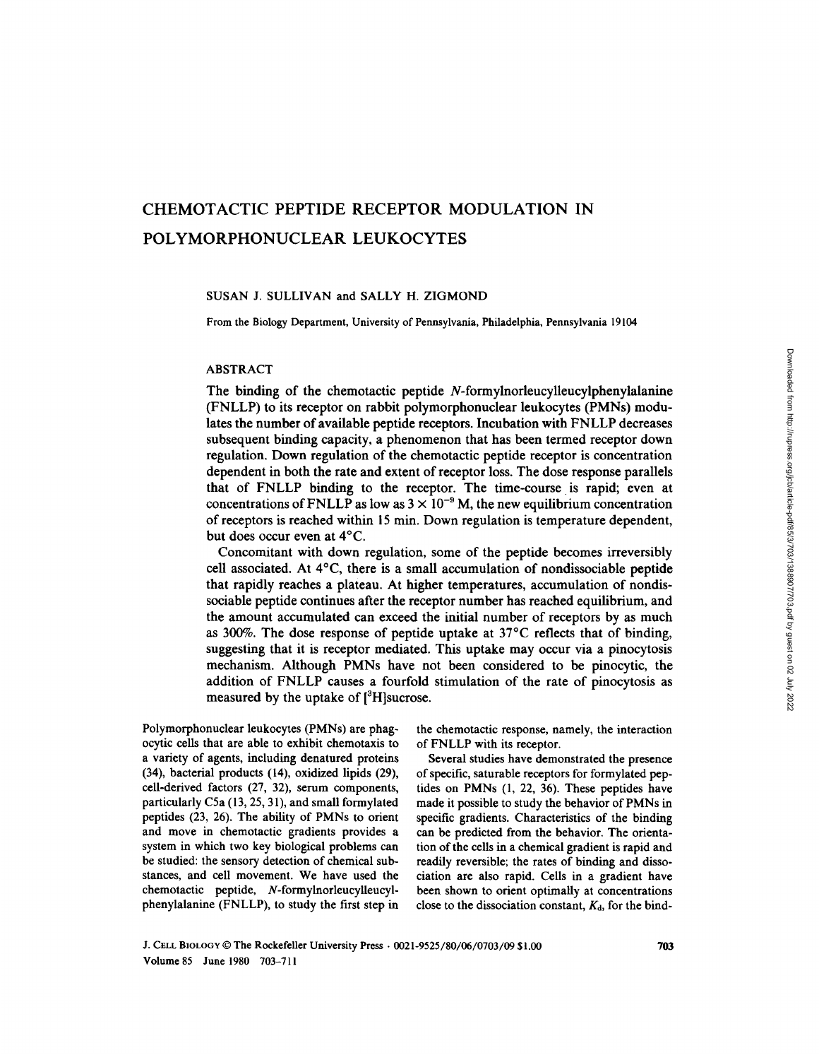# CHEMOTACTIC PEPTIDE RECEPTOR MODULATION IN POLYMORPHONUCLEAR LEUKOCYTES

SUSAN J. SULLIVAN and SALLY H. ZIGMOND

From the Biology Department, University of Pennsylvania, Philadelphia, Pennsylvania 19104

## ABSTRACT

The binding of the chemotactic peptide *N*-formylnorleucylleucylphenylalanine (FNLLP) to its receptor on rabbit polymorphonuclear leukocytes (PMNs) modulates the number of available peptide receptors. Incubation with FNLLP decreases subsequent binding capacity, a phenomenon that has been termed receptor down regulation. Down regulation of the chemotactic peptide receptor is concentration dependent in both the rate and extent of receptor loss. The dose response parallels that of FNLLP binding to the receptor. The time-course is rapid; even at concentrations of FNLLP as low as $3 \times 10^{-9}$ M, the new equilibrium concentration of receptors is reached within 15 min. Down regulation is temperature dependent, but does occur even at 4°C.

Concomitant with down regulation, some of the peptide becomes irreversibly cell associated. At 4°C, there is a small accumulation of nondissociable peptide that rapidly reaches a plateau. At higher temperatures, accumulation of nondissociable peptide continues after the receptor number has reached equilibrium, and the amount accumulated can exceed the initial number of receptors by as much as 300%. The dose response of peptide uptake at 37°C reflects that of binding, suggesting that it is receptor mediated. This uptake may occur via a pinocytosis mechanism. Although PMNs have not been considered to be pinocytic, the addition of FNLLP causes a fourfold stimulation of the rate of pinocytosis as measured by the uptake of [$^3$H]sucrose.

Polymorphonuclear leukocytes (PMNs) are phagocytic cells that are able to exhibit chemotaxis to a variety of agents, including denatured proteins (34), bacterial products (14), oxidized lipids (29), cell-derived factors (27, 32), serum components, particularly C5a (13, 25, 31), and small formylated peptides (23, 26). The ability of PMNs to orient and move in chemotactic gradients provides a system in which two key biological problems can be studied: the sensory detection of chemical substances, and cell movement. We have used the chemotactic peptide, *N*-formylnorleucylleucylphenylalanine (FNLLP), to study the first step in the chemotactic response, namely, the interaction of FNLLP with its receptor.

Several studies have demonstrated the presence of specific, saturable receptors for formylated peptides on PMNs (1, 22, 36). These peptides have made it possible to study the behavior of PMNs in specific gradients. Characteristics of the binding can be predicted from the behavior. The orientation of the cells in a chemical gradient is rapid and readily reversible; the rates of binding and dissociation are also rapid. Cells in a gradient have been shown to orient optimally at concentrations close to the dissociation constant, $K_d$, for the bind-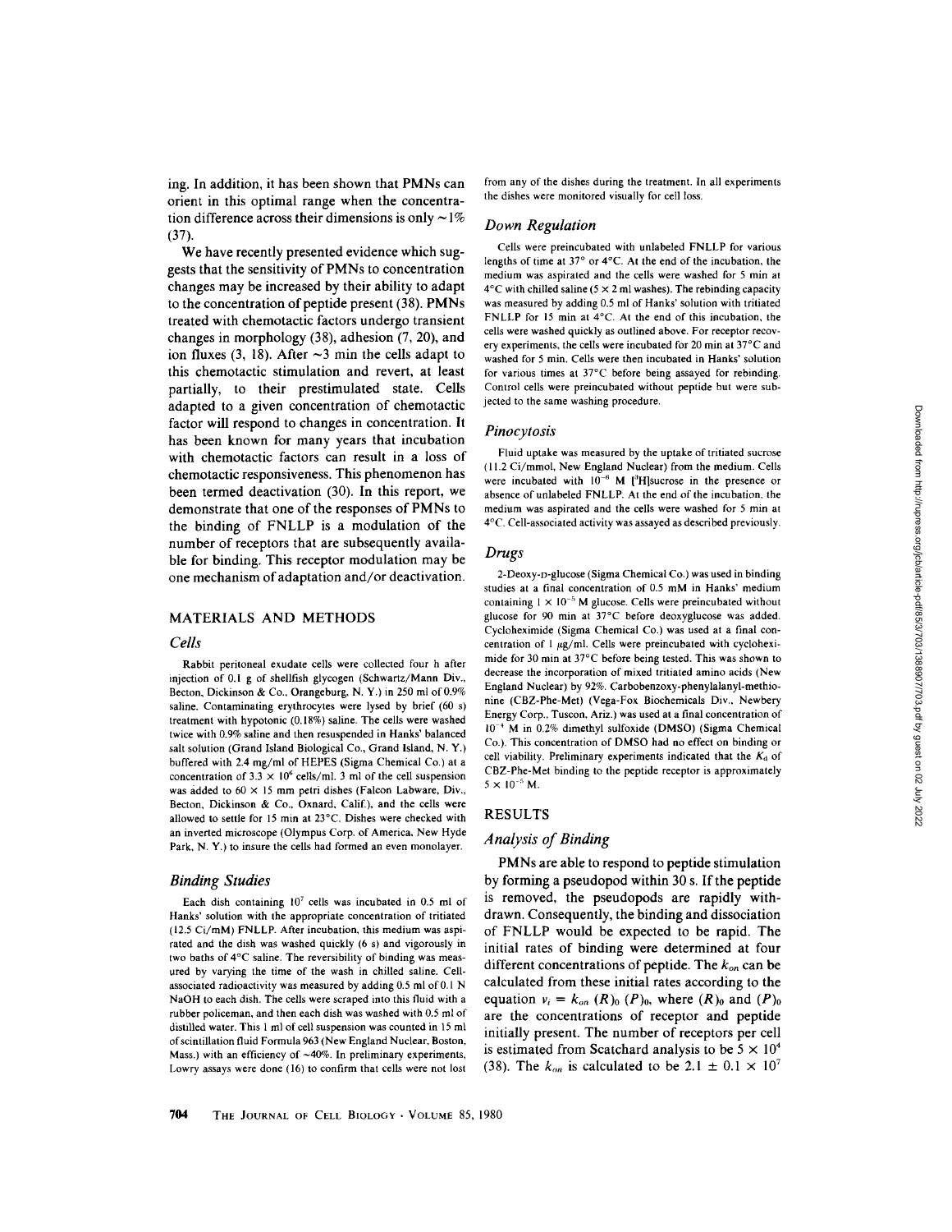ing. In addition, it has been shown that PMNs can orient in this optimal range when the concentration difference across their dimensions is only ~1% (37).

We have recently presented evidence which suggests that the sensitivity of PMNs to concentration changes may be increased by their ability to adapt to the concentration of peptide present (38). PMNs treated with chemotactic factors undergo transient changes in morphology (38), adhesion (7, 20), and ion fluxes (3, 18). After ~3 min the cells adapt to this chemotactic stimulation and revert, at least partially, to their prestimulated state. Cells adapted to a given concentration of chemotactic factor will respond to changes in concentration. It has been known for many years that incubation with chemotactic factors can result in a loss of chemotactic responsiveness. This phenomenon has been termed deactivation (30). In this report, we demonstrate that one of the responses of PMNs to the binding of FNLLP is a modulation of the number of receptors that are subsequently available for binding. This receptor modulation may be one mechanism of adaptation and/or deactivation.

## MATERIALS AND METHODS

### *Cells*

Rabbit peritoneal exudate cells were collected four h after injection of 0.1 g of shellfish glycogen (Schwartz/Mann Div., Becton, Dickinson & Co., Orangeburg, N. Y.) in 250 ml of 0.9% saline. Contaminating erythrocytes were lysed by brief (60 s) treatment with hypotonic (0.18%) saline. The cells were washed twice with 0.9% saline and then resuspended in Hanks' balanced salt solution (Grand Island Biological Co., Grand Island, N. Y.) buffered with 2.4 mg/ml of HEPES (Sigma Chemical Co.) at a concentration of $3.3 \times 10^6$ cells/ml. 3 ml of the cell suspension was added to $60 \times 15$ mm petri dishes (Falcon Labware, Div., Becton, Dickinson & Co., Oxnard, Calif.), and the cells were allowed to settle for 15 min at 23°C. Dishes were checked with an inverted microscope (Olympus Corp. of America, New Hyde Park, N. Y.) to insure the cells had formed an even monolayer.

### *Binding Studies*

Each dish containing $10^7$ cells was incubated in 0.5 ml of Hanks' solution with the appropriate concentration of tritiated (12.5 Ci/mM) FNLLP. After incubation, this medium was aspirated and the dish was washed quickly (6 s) and vigorously in two baths of 4°C saline. The reversibility of binding was measured by varying the time of the wash in chilled saline. Cell-associated radioactivity was measured by adding 0.5 ml of 0.1 N NaOH to each dish. The cells were scraped into this fluid with a rubber policeman, and then each dish was washed with 0.5 ml of distilled water. This 1 ml of cell suspension was counted in 15 ml of scintillation fluid Formula 963 (New England Nuclear, Boston, Mass.) with an efficiency of ~40%. In preliminary experiments, Lowry assays were done (16) to confirm that cells were not lost from any of the dishes during the treatment. In all experiments the dishes were monitored visually for cell loss.

### *Down Regulation*

Cells were preincubated with unlabeled FNLLP for various lengths of time at 37° or 4°C. At the end of the incubation, the medium was aspirated and the cells were washed for 5 min at 4°C with chilled saline ($5 \times 2$ ml washes). The rebinding capacity was measured by adding 0.5 ml of Hanks' solution with tritiated FNLLP for 15 min at 4°C. At the end of this incubation, the cells were washed quickly as outlined above. For receptor recovery experiments, the cells were incubated for 20 min at 37°C and washed for 5 min. Cells were then incubated in Hanks' solution for various times at 37°C before being assayed for rebinding. Control cells were preincubated without peptide but were subjected to the same washing procedure.

### *Pinocytosis*

Fluid uptake was measured by the uptake of tritiated sucrose (11.2 Ci/mmol, New England Nuclear) from the medium. Cells were incubated with $10^{-6}$ M [$^3$H]sucrose in the presence or absence of unlabeled FNLLP. At the end of the incubation, the medium was aspirated and the cells were washed for 5 min at 4°C. Cell-associated activity was assayed as described previously.

### *Drugs*

2-Deoxy-D-glucose (Sigma Chemical Co.) was used in binding studies at a final concentration of 0.5 mM in Hanks' medium containing $1 \times 10^{-5}$ M glucose. Cells were preincubated without glucose for 90 min at 37°C before deoxyglucose was added. Cycloheximide (Sigma Chemical Co.) was used at a final concentration of 1 μg/ml. Cells were preincubated with cycloheximide for 30 min at 37°C before being tested. This was shown to decrease the incorporation of mixed tritiated amino acids (New England Nuclear) by 92%. Carbobenzoxy-phenylalanyl-methionine (CBZ-Phe-Met) (Vega-Fox Biochemicals Div., Newbery Energy Corp., Tuscon, Ariz.) was used at a final concentration of $10^{-4}$ M in 0.2% dimethyl sulfoxide (DMSO) (Sigma Chemical Co.). This concentration of DMSO had no effect on binding or cell viability. Preliminary experiments indicated that the $K_d$ of CBZ-Phe-Met binding to the peptide receptor is approximately $5 \times 10^{-5}$ M.

## RESULTS

### *Analysis of Binding*

PMNs are able to respond to peptide stimulation by forming a pseudopod within 30 s. If the peptide is removed, the pseudopods are rapidly withdrawn. Consequently, the binding and dissociation of FNLLP would be expected to be rapid. The initial rates of binding were determined at four different concentrations of peptide. The $k_{on}$ can be calculated from these initial rates according to the equation $v_i = k_{on} (R)_0 (P)_0$, where $(R)_0$ and $(P)_0$ are the concentrations of receptor and peptide initially present. The number of receptors per cell is estimated from Scatchard analysis to be $5 \times 10^4$ (38). The $k_{on}$ is calculated to be $2.1 \pm 0.1 \times 10^7$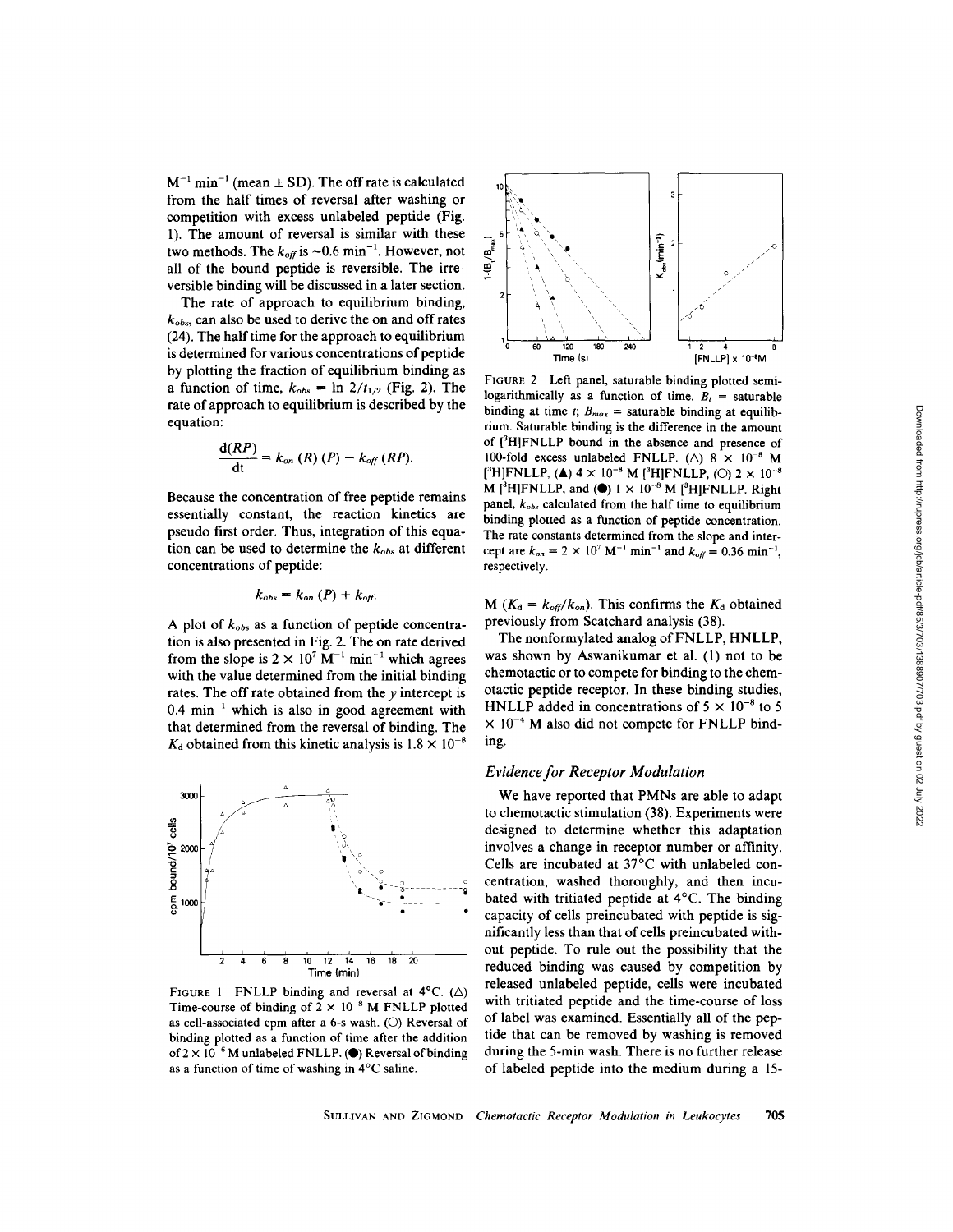$M^{-1}$ $min^{-1}$ (mean ± SD). The off rate is calculated from the half times of reversal after washing or competition with excess unlabeled peptide (Fig. 1). The amount of reversal is similar with these two methods. The $k_{off}$ is ~0.6 $min^{-1}$. However, not all of the bound peptide is reversible. The irreversible binding will be discussed in a later section.

The rate of approach to equilibrium binding, $k_{obs}$, can also be used to derive the on and off rates (24). The half time for the approach to equilibrium is determined for various concentrations of peptide by plotting the fraction of equilibrium binding as a function of time, $k_{obs} = \ln 2/t_{1/2}$ (Fig. 2). The rate of approach to equilibrium is described by the equation:

$$\frac{d(RP)}{dt} = k_{on}\,(R)\,(P) - k_{off}\,(RP).$$

Because the concentration of free peptide remains essentially constant, the reaction kinetics are pseudo first order. Thus, integration of this equation can be used to determine the $k_{obs}$ at different concentrations of peptide:

$$k_{obs} = k_{on}\,(P) + k_{off}.$$

A plot of $k_{obs}$ as a function of peptide concentration is also presented in Fig. 2. The on rate derived from the slope is $2 \times 10^{7}$ $M^{-1}$ $min^{-1}$ which agrees with the value determined from the initial binding rates. The off rate obtained from the $y$ intercept is 0.4 $min^{-1}$ which is also in good agreement with that determined from the reversal of binding. The $K_d$ obtained from this kinetic analysis is $1.8 \times 10^{-8}$ M ($K_d = k_{off}/k_{on}$). This confirms the $K_d$ obtained previously from Scatchard analysis (38).

FIGURE 1 FNLLP binding and reversal at 4°C. (△) Time-course of binding of $2 \times 10^{-8}$ M FNLLP plotted as cell-associated cpm after a 6-s wash. (○) Reversal of binding plotted as a function of time after the addition of $2 \times 10^{-6}$ M unlabeled FNLLP. (●) Reversal of binding as a function of time of washing in 4°C saline.

FIGURE 2 Left panel, saturable binding plotted semilogarithmically as a function of time. $B_t$ = saturable binding at time $t$; $B_{max}$ = saturable binding at equilibrium. Saturable binding is the difference in the amount of [$^3$H]FNLLP bound in the absence and presence of 100-fold excess unlabeled FNLLP. (△) $8 \times 10^{-8}$ M [$^3$H]FNLLP, (▲) $4 \times 10^{-8}$ M [$^3$H]FNLLP, (○) $2 \times 10^{-8}$ M [$^3$H]FNLLP, and (●) $1 \times 10^{-8}$ M [$^3$H]FNLLP. Right panel, $k_{obs}$ calculated from the half time to equilibrium binding plotted as a function of peptide concentration. The rate constants determined from the slope and intercept are $k_{on} = 2 \times 10^{7}$ $M^{-1}$ $min^{-1}$ and $k_{off} = 0.36$ $min^{-1}$, respectively.

The nonformylated analog of FNLLP, HNLLP, was shown by Aswanikumar et al. (1) not to be chemotactic or to compete for binding to the chemotactic peptide receptor. In these binding studies, HNLLP added in concentrations of $5 \times 10^{-8}$ to $5 \times 10^{-4}$ M also did not compete for FNLLP binding.

### *Evidence for Receptor Modulation*

We have reported that PMNs are able to adapt to chemotactic stimulation (38). Experiments were designed to determine whether this adaptation involves a change in receptor number or affinity. Cells are incubated at 37°C with unlabeled concentration, washed thoroughly, and then incubated with tritiated peptide at 4°C. The binding capacity of cells preincubated with peptide is significantly less than that of cells preincubated without peptide. To rule out the possibility that the reduced binding was caused by competition by released unlabeled peptide, cells were incubated with tritiated peptide and the time-course of loss of label was examined. Essentially all of the peptide that can be removed by washing is removed during the 5-min wash. There is no further release of labeled peptide into the medium during a 15-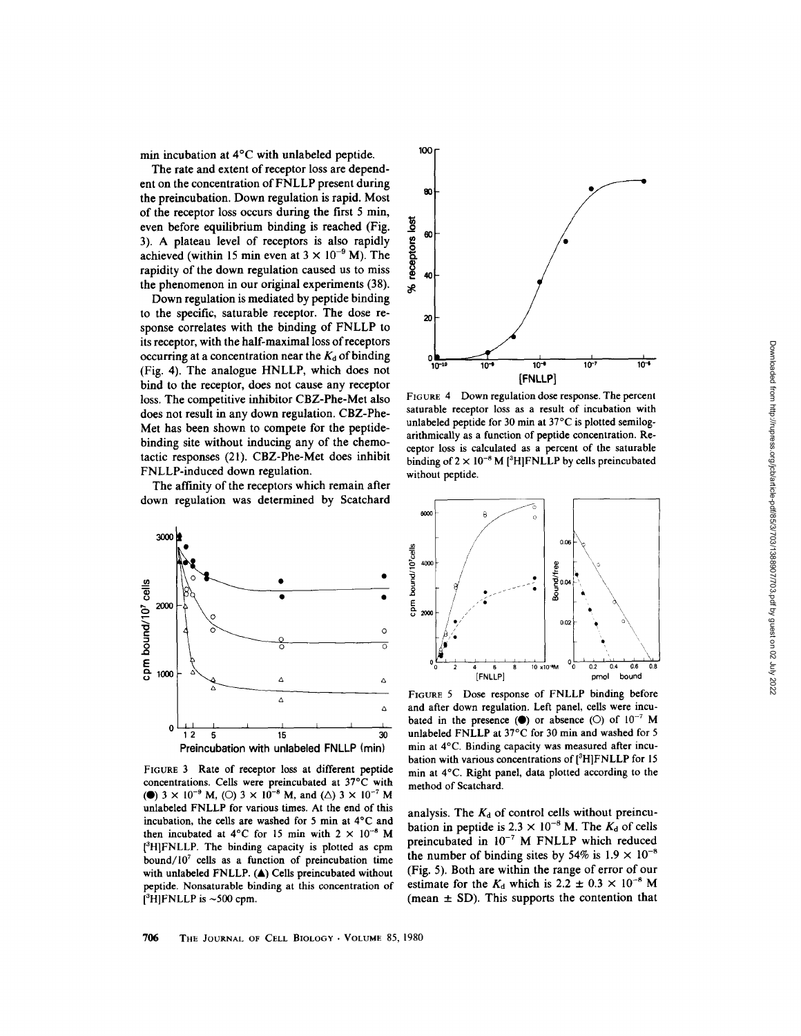min incubation at 4°C with unlabeled peptide.

The rate and extent of receptor loss are dependent on the concentration of FNLLP present during the preincubation. Down regulation is rapid. Most of the receptor loss occurs during the first 5 min, even before equilibrium binding is reached (Fig. 3). A plateau level of receptors is also rapidly achieved (within 15 min even at $3 \times 10^{-9}$ M). The rapidity of the down regulation caused us to miss the phenomenon in our original experiments (38).

Down regulation is mediated by peptide binding to the specific, saturable receptor. The dose response correlates with the binding of FNLLP to its receptor, with the half-maximal loss of receptors occurring at a concentration near the $K_d$ of binding (Fig. 4). The analogue HNLLP, which does not bind to the receptor, does not cause any receptor loss. The competitive inhibitor CBZ-Phe-Met also does not result in any down regulation. CBZ-Phe-Met has been shown to compete for the peptide-binding site without inducing any of the chemotactic responses (21). CBZ-Phe-Met does inhibit FNLLP-induced down regulation.

The affinity of the receptors which remain after down regulation was determined by Scatchard analysis. The $K_d$ of control cells without preincubation in peptide is $2.3 \times 10^{-8}$ M. The $K_d$ of cells preincubated in $10^{-7}$ M FNLLP which reduced the number of binding sites by 54% is $1.9 \times 10^{-8}$ (Fig. 5). Both are within the range of error of our estimate for the $K_d$ which is $2.2 \pm 0.3 \times 10^{-8}$ M (mean ± SD). This supports the contention that

FIGURE 3 Rate of receptor loss at different peptide concentrations. Cells were preincubated at 37°C with (●) $3 \times 10^{-9}$ M, (○) $3 \times 10^{-8}$ M, and (△) $3 \times 10^{-7}$ M unlabeled FNLLP for various times. At the end of this incubation, the cells are washed for 5 min at 4°C and then incubated at 4°C for 15 min with $2 \times 10^{-8}$ M [$^3$H]FNLLP. The binding capacity is plotted as cpm bound/$10^7$ cells as a function of preincubation time with unlabeled FNLLP. (▲) Cells preincubated without peptide. Nonsaturable binding at this concentration of [$^3$H]FNLLP is ~500 cpm.

FIGURE 4 Down regulation dose response. The percent saturable receptor loss as a result of incubation with unlabeled peptide for 30 min at 37°C is plotted semilogarithmically as a function of peptide concentration. Receptor loss is calculated as a percent of the saturable binding of $2 \times 10^{-8}$ M [$^3$H]FNLLP by cells preincubated without peptide.

FIGURE 5 Dose response of FNLLP binding before and after down regulation. Left panel, cells were incubated in the presence (●) or absence (○) of $10^{-7}$ M unlabeled FNLLP at 37°C for 30 min and washed for 5 min at 4°C. Binding capacity was measured after incubation with various concentrations of [$^3$H]FNLLP for 15 min at 4°C. Right panel, data plotted according to the method of Scatchard.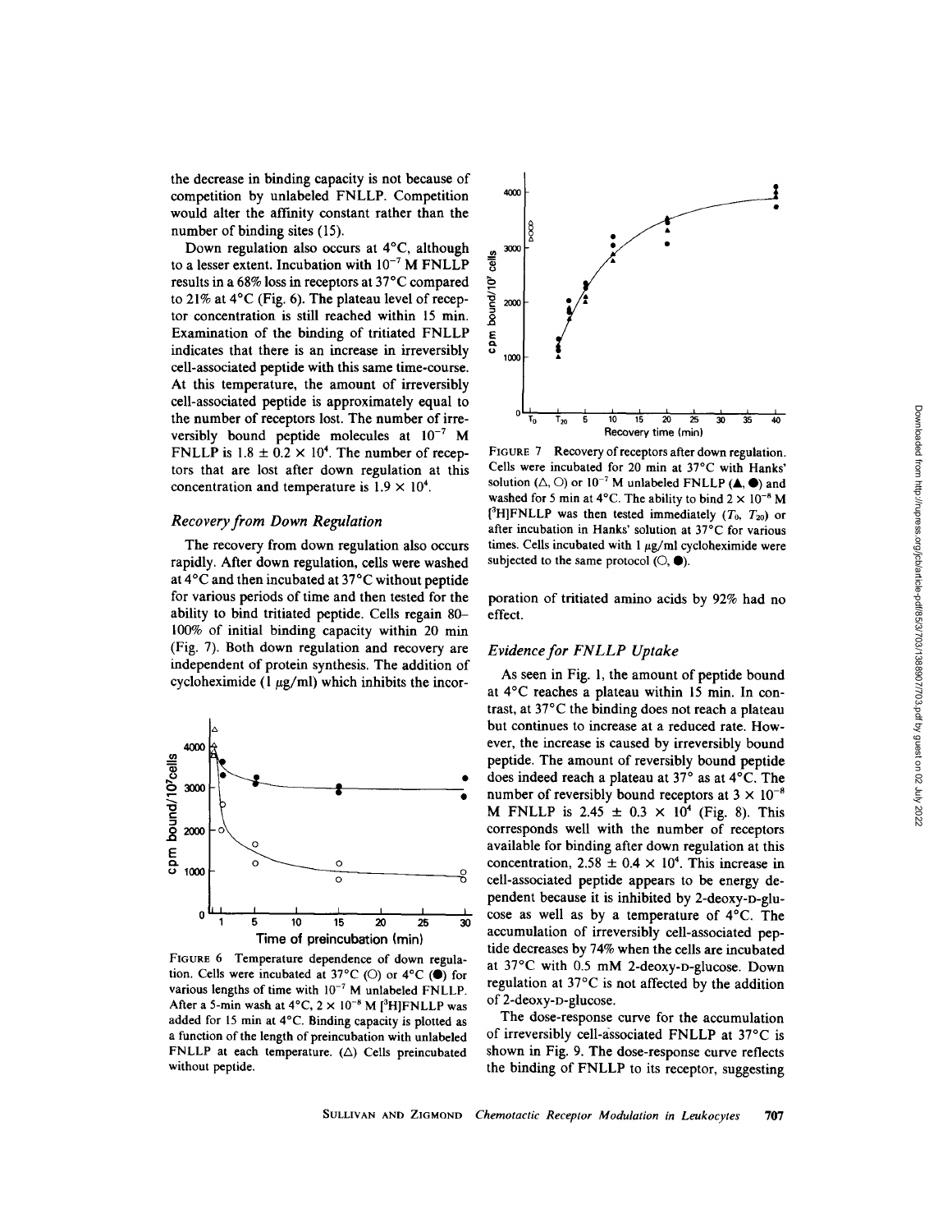the decrease in binding capacity is not because of competition by unlabeled FNLLP. Competition would alter the affinity constant rather than the number of binding sites (15).

Down regulation also occurs at 4°C, although to a lesser extent. Incubation with $10^{-7}$ M FNLLP results in a 68% loss in receptors at 37°C compared to 21% at 4°C (Fig. 6). The plateau level of receptor concentration is still reached within 15 min. Examination of the binding of tritiated FNLLP indicates that there is an increase in irreversibly cell-associated peptide with this same time-course. At this temperature, the amount of irreversibly cell-associated peptide is approximately equal to the number of receptors lost. The number of irreversibly bound peptide molecules at $10^{-7}$ M FNLLP is $1.8 \pm 0.2 \times 10^4$. The number of receptors that are lost after down regulation at this concentration and temperature is $1.9 \times 10^4$.

### *Recovery from Down Regulation*

The recovery from down regulation also occurs rapidly. After down regulation, cells were washed at 4°C and then incubated at 37°C for various periods of time and then tested for the ability to bind tritiated peptide. Cells regain 80–100% of initial binding capacity within 20 min (Fig. 7). Both down regulation and recovery are independent of protein synthesis. The addition of cycloheximide (1 μg/ml) which inhibits the incorporation of tritiated amino acids by 92% had no effect.

FIGURE 6 Temperature dependence of down regulation. Cells were incubated at 37°C (○) or 4°C (●) for various lengths of time with $10^{-7}$ M unlabeled FNLLP. After a 5-min wash at 4°C, $2 \times 10^{-8}$ M [$^3$H]FNLLP was added for 15 min at 4°C. Binding capacity is plotted as a function of the length of preincubation with unlabeled FNLLP at each temperature. (△) Cells preincubated without peptide.

FIGURE 7 Recovery of receptors after down regulation. Cells were incubated for 20 min at 37°C with Hanks' solution (△, ○) or $10^{-7}$ M unlabeled FNLLP (▲, ●) and washed for 5 min at 4°C. The ability to bind $2 \times 10^{-8}$ M [$^3$H]FNLLP was then tested immediately ($T_0$, $T_{20}$) or after incubation in Hanks' solution at 37°C for various times. Cells incubated with 1 μg/ml cycloheximide were subjected to the same protocol (○, ●).

### *Evidence for FNLLP Uptake*

As seen in Fig. 1, the amount of peptide bound at 4°C reaches a plateau within 15 min. In contrast, at 37°C the binding does not reach a plateau but continues to increase at a reduced rate. However, the increase is caused by irreversibly bound peptide. The amount of reversibly bound peptide does indeed reach a plateau at 37° as at 4°C. The number of reversibly bound receptors at $3 \times 10^{-8}$ M FNLLP is $2.45 \pm 0.3 \times 10^4$ (Fig. 8). This corresponds well with the number of receptors available for binding after down regulation at this concentration, $2.58 \pm 0.4 \times 10^4$. This increase in cell-associated peptide appears to be energy dependent because it is inhibited by 2-deoxy-D-glucose as well as by a temperature of 4°C. The accumulation of irreversibly cell-associated peptide decreases by 74% when the cells are incubated at 37°C with 0.5 mM 2-deoxy-D-glucose. Down regulation at 37°C is not affected by the addition of 2-deoxy-D-glucose.

The dose-response curve for the accumulation of irreversibly cell-associated FNLLP at 37°C is shown in Fig. 9. The dose-response curve reflects the binding of FNLLP to its receptor, suggesting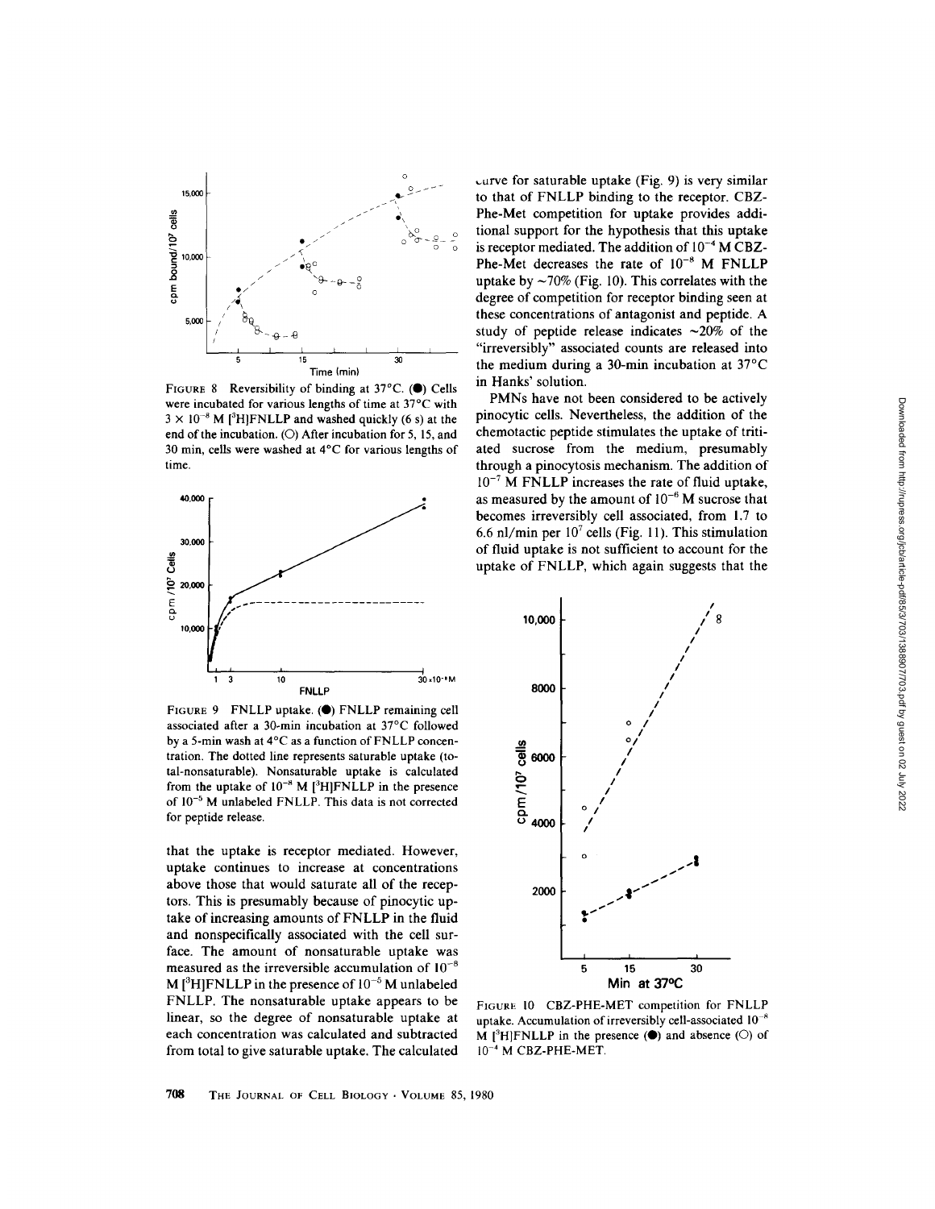FIGURE 8 Reversibility of binding at 37°C. (●) Cells were incubated for various lengths of time at 37°C with $3 \times 10^{-8}$ M [$^3$H]FNLLP and washed quickly (6 s) at the end of the incubation. (○) After incubation for 5, 15, and 30 min, cells were washed at 4°C for various lengths of time.

FIGURE 9 FNLLP uptake. (●) FNLLP remaining cell associated after a 30-min incubation at 37°C followed by a 5-min wash at 4°C as a function of FNLLP concentration. The dotted line represents saturable uptake (total-nonsaturable). Nonsaturable uptake is calculated from the uptake of $10^{-8}$ M [$^3$H]FNLLP in the presence of $10^{-5}$ M unlabeled FNLLP. This data is not corrected for peptide release.

that the uptake is receptor mediated. However, uptake continues to increase at concentrations above those that would saturate all of the receptors. This is presumably because of pinocytic uptake of increasing amounts of FNLLP in the fluid and nonspecifically associated with the cell surface. The amount of nonsaturable uptake was measured as the irreversible accumulation of $10^{-8}$ M [$^3$H]FNLLP in the presence of $10^{-5}$ M unlabeled FNLLP. The nonsaturable uptake appears to be linear, so the degree of nonsaturable uptake at each concentration was calculated and subtracted from total to give saturable uptake. The calculated curve for saturable uptake (Fig. 9) is very similar to that of FNLLP binding to the receptor. CBZ-Phe-Met competition for uptake provides additional support for the hypothesis that this uptake is receptor mediated. The addition of $10^{-4}$ M CBZ-Phe-Met decreases the rate of $10^{-8}$ M FNLLP uptake by ~70% (Fig. 10). This correlates with the degree of competition for receptor binding seen at these concentrations of antagonist and peptide. A study of peptide release indicates ~20% of the "irreversibly" associated counts are released into the medium during a 30-min incubation at 37°C in Hanks' solution.

PMNs have not been considered to be actively pinocytic cells. Nevertheless, the addition of the chemotactic peptide stimulates the uptake of tritiated sucrose from the medium, presumably through a pinocytosis mechanism. The addition of $10^{-7}$ M FNLLP increases the rate of fluid uptake, as measured by the amount of $10^{-6}$ M sucrose that becomes irreversibly cell associated, from 1.7 to 6.6 nl/min per $10^7$ cells (Fig. 11). This stimulation of fluid uptake is not sufficient to account for the uptake of FNLLP, which again suggests that the

FIGURE 10 CBZ-PHE-MET competition for FNLLP uptake. Accumulation of irreversibly cell-associated $10^{-8}$ M [$^3$H]FNLLP in the presence (●) and absence (○) of $10^{-4}$ M CBZ-PHE-MET.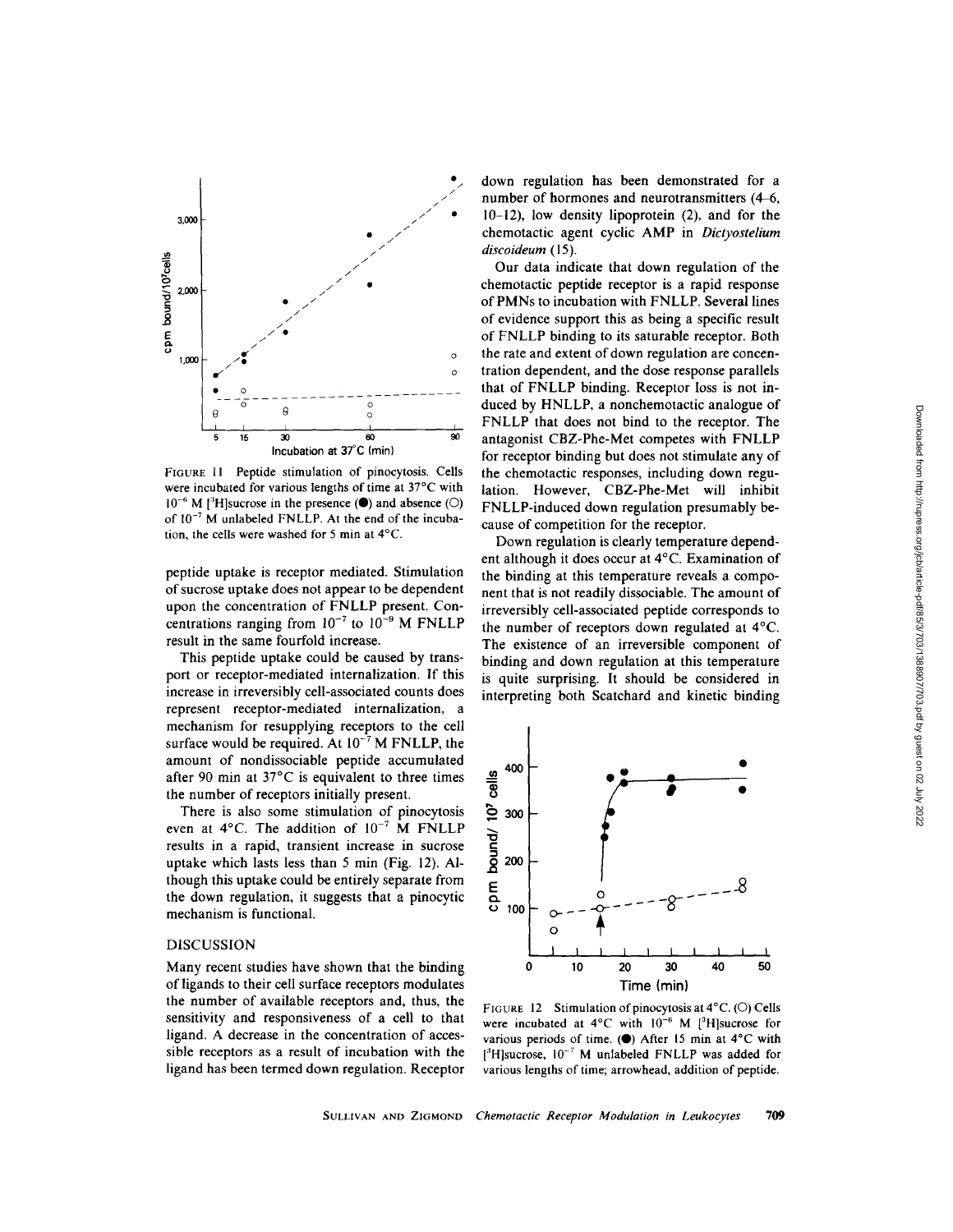FIGURE 11 Peptide stimulation of pinocytosis. Cells were incubated for various lengths of time at 37°C with $10^{-6}$ M [$^3$H]sucrose in the presence (●) and absence (○) of $10^{-7}$ M unlabeled FNLLP. At the end of the incubation, the cells were washed for 5 min at 4°C.

peptide uptake is receptor mediated. Stimulation of sucrose uptake does not appear to be dependent upon the concentration of FNLLP present. Concentrations ranging from $10^{-7}$ to $10^{-9}$ M FNLLP result in the same fourfold increase.

This peptide uptake could be caused by transport or receptor-mediated internalization. If this increase in irreversibly cell-associated counts does represent receptor-mediated internalization, a mechanism for resupplying receptors to the cell surface would be required. At $10^{-7}$ M FNLLP, the amount of nondissociable peptide accumulated after 90 min at 37°C is equivalent to three times the number of receptors initially present.

There is also some stimulation of pinocytosis even at 4°C. The addition of $10^{-7}$ M FNLLP results in a rapid, transient increase in sucrose uptake which lasts less than 5 min (Fig. 12). Although this uptake could be entirely separate from the down regulation, it suggests that a pinocytic mechanism is functional.

## DISCUSSION

Many recent studies have shown that the binding of ligands to their cell surface receptors modulates the number of available receptors and, thus, the sensitivity and responsiveness of a cell to that ligand. A decrease in the concentration of accessible receptors as a result of incubation with the ligand has been termed down regulation. Receptor down regulation has been demonstrated for a number of hormones and neurotransmitters (4–6, 10–12), low density lipoprotein (2), and for the chemotactic agent cyclic AMP in *Dictyostelium discoideum* (15).

Our data indicate that down regulation of the chemotactic peptide receptor is a rapid response of PMNs to incubation with FNLLP. Several lines of evidence support this as being a specific result of FNLLP binding to its saturable receptor. Both the rate and extent of down regulation are concentration dependent, and the dose response parallels that of FNLLP binding. Receptor loss is not induced by HNLLP, a nonchemotactic analogue of FNLLP that does not bind to the receptor. The antagonist CBZ-Phe-Met competes with FNLLP for receptor binding but does not stimulate any of the chemotactic responses, including down regulation. However, CBZ-Phe-Met will inhibit FNLLP-induced down regulation presumably because of competition for the receptor.

Down regulation is clearly temperature dependent although it does occur at 4°C. Examination of the binding at this temperature reveals a component that is not readily dissociable. The amount of irreversibly cell-associated peptide corresponds to the number of receptors down regulated at 4°C. The existence of an irreversible component of binding and down regulation at this temperature is quite surprising. It should be considered in interpreting both Scatchard and kinetic binding

FIGURE 12 Stimulation of pinocytosis at 4°C. (○) Cells were incubated at 4°C with $10^{-6}$ M [$^3$H]sucrose for various periods of time. (●) After 15 min at 4°C with [$^3$H]sucrose, $10^{-7}$ M unlabeled FNLLP was added for various lengths of time; arrowhead, addition of peptide.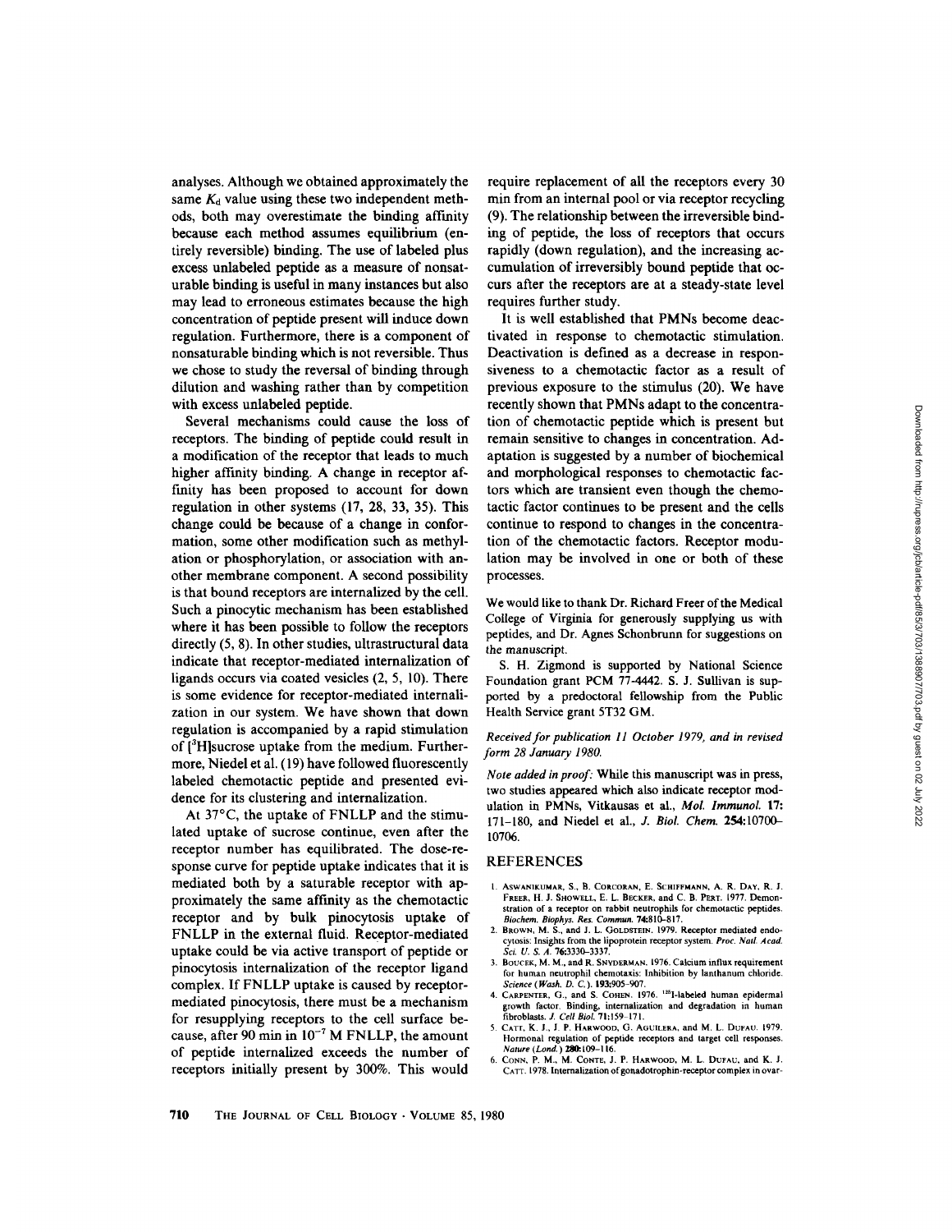analyses. Although we obtained approximately the same $K_d$ value using these two independent methods, both may overestimate the binding affinity because each method assumes equilibrium (entirely reversible) binding. The use of labeled plus excess unlabeled peptide as a measure of nonsaturable binding is useful in many instances but also may lead to erroneous estimates because the high concentration of peptide present will induce down regulation. Furthermore, there is a component of nonsaturable binding which is not reversible. Thus we chose to study the reversal of binding through dilution and washing rather than by competition with excess unlabeled peptide.

Several mechanisms could cause the loss of receptors. The binding of peptide could result in a modification of the receptor that leads to much higher affinity binding. A change in receptor affinity has been proposed to account for down regulation in other systems (17, 28, 33, 35). This change could be because of a change in conformation, some other modification such as methylation or phosphorylation, or association with another membrane component. A second possibility is that bound receptors are internalized by the cell. Such a pinocytic mechanism has been established where it has been possible to follow the receptors directly (5, 8). In other studies, ultrastructural data indicate that receptor-mediated internalization of ligands occurs via coated vesicles (2, 5, 10). There is some evidence for receptor-mediated internalization in our system. We have shown that down regulation is accompanied by a rapid stimulation of [$^3$H]sucrose uptake from the medium. Furthermore, Niedel et al. (19) have followed fluorescently labeled chemotactic peptide and presented evidence for its clustering and internalization.

At 37°C, the uptake of FNLLP and the stimulated uptake of sucrose continue, even after the receptor number has equilibrated. The dose-response curve for peptide uptake indicates that it is mediated both by a saturable receptor with approximately the same affinity as the chemotactic receptor and by bulk pinocytosis uptake of FNLLP in the external fluid. Receptor-mediated uptake could be via active transport of peptide or pinocytosis internalization of the receptor ligand complex. If FNLLP uptake is caused by receptor-mediated pinocytosis, there must be a mechanism for resupplying receptors to the cell surface because, after 90 min in $10^{-7}$ M FNLLP, the amount of peptide internalized exceeds the number of receptors initially present by 300%. This would require replacement of all the receptors every 30 min from an internal pool or via receptor recycling (9). The relationship between the irreversible binding of peptide, the loss of receptors that occurs rapidly (down regulation), and the increasing accumulation of irreversibly bound peptide that occurs after the receptors are at a steady-state level requires further study.

It is well established that PMNs become deactivated in response to chemotactic stimulation. Deactivation is defined as a decrease in responsiveness to a chemotactic factor as a result of previous exposure to the stimulus (20). We have recently shown that PMNs adapt to the concentration of chemotactic peptide which is present but remain sensitive to changes in concentration. Adaptation is suggested by a number of biochemical and morphological responses to chemotactic factors which are transient even though the chemotactic factor continues to be present and the cells continue to respond to changes in the concentration of the chemotactic factors. Receptor modulation may be involved in one or both of these processes.

We would like to thank Dr. Richard Freer of the Medical College of Virginia for generously supplying us with peptides, and Dr. Agnes Schonbrunn for suggestions on the manuscript.

S. H. Zigmond is supported by National Science Foundation grant PCM 77-4442. S. J. Sullivan is supported by a predoctoral fellowship from the Public Health Service grant 5T32 GM.

*Received for publication 11 October 1979, and in revised form 28 January 1980.*

*Note added in proof:* While this manuscript was in press, two studies appeared which also indicate receptor modulation in PMNs, Vitkausas et al., *Mol. Immunol.* **17:** 171–180, and Niedel et al., *J. Biol. Chem.* **254:**10700–10706.

## REFERENCES

1. Aswanikumar, S., B. Corcoran, E. Schiffmann, A. R. Day, R. J. Freer, H. J. Showell, E. L. Becker, and C. B. Pert. 1977. Demonstration of a receptor on rabbit neutrophils for chemotactic peptides. *Biochem. Biophys. Res. Commun.* **74:**810–817.
2. Brown, M. S., and J. L. Goldstein. 1979. Receptor mediated endocytosis: Insights from the lipoprotein receptor system. *Proc. Natl. Acad. Sci. U. S. A.* **76:**3330–3337.
3. Boucek, M. M., and R. Snyderman. 1976. Calcium influx requirement for human neutrophil chemotaxis: Inhibition by lanthanum chloride. *Science (Wash. D. C.).* **193:**905–907.
4. Carpenter, G., and S. Cohen. 1976. $^{125}$I-labeled human epidermal growth factor. Binding, internalization and degradation in human fibroblasts. *J. Cell Biol.* **71:**159–171.
5. Catt, K. J., J. P. Harwood, G. Aguilera, and M. L. Dufau. 1979. Hormonal regulation of peptide receptors and target cell responses. *Nature (Lond.)* **280:**109–116.
6. Conn, P. M., M. Conte, J. P. Harwood, M. L. Dufau, and K. J. Catt. 1978. Internalization of gonadotrophin-receptor complex in ovar-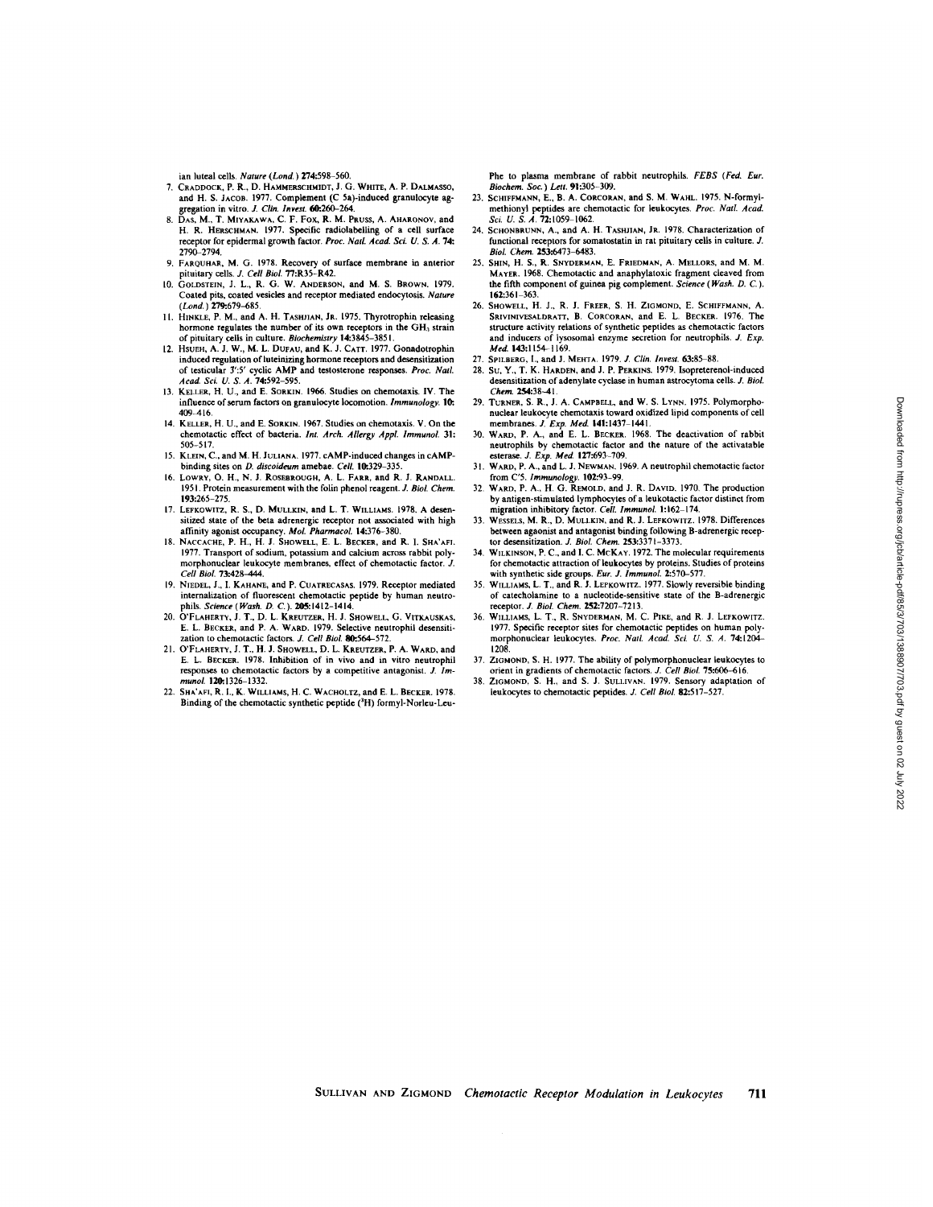ian luteal cells. *Nature (Lond.)* 274:598–560.

7. Craddock, P. R., D. Hammerschmidt, J. G. White, A. P. Dalmasso, and H. S. Jacob. 1977. Complement (C 5a)-induced granulocyte aggregation in vitro. *J. Clin. Invest.* 60:260–264.
8. Das, M., T. Miyakawa, C. F. Fox, R. M. Pruss, A. Aharonov, and H. R. Herschman. 1977. Specific radiolabelling of a cell surface receptor for epidermal growth factor. *Proc. Natl. Acad. Sci. U. S. A.* 74:2790–2794.
9. Farquhar, M. G. 1978. Recovery of surface membrane in anterior pituitary cells. *J. Cell Biol.* 77:R35–R42.
10. Goldstein, J. L., R. G. W. Anderson, and M. S. Brown. 1979. Coated pits, coated vesicles and receptor mediated endocytosis. *Nature (Lond.)* 279:679–685.
11. Hinkle, P. M., and A. H. Tashjian, Jr. 1975. Thyrotrophin releasing hormone regulates the number of its own receptors in the $GH_3$ strain of pituitary cells in culture. *Biochemistry* 14:3845–3851.
12. Hsueh, A. J. W., M. L. Dufau, and K. J. Catt. 1977. Gonadotrophin induced regulation of luteinizing hormone receptors and desensitization of testicular 3':5' cyclic AMP and testosterone responses. *Proc. Natl. Acad. Sci. U. S. A.* 74:592–595.
13. Keller, H. U., and E. Sorkin. 1966. Studies on chemotaxis. IV. The influence of serum factors on granulocyte locomotion. *Immunology.* 10:409–416.
14. Keller, H. U., and E. Sorkin. 1967. Studies on chemotaxis. V. On the chemotactic effect of bacteria. *Int. Arch. Allergy Appl. Immunol.* 31:505–517.
15. Klein, C., and M. H. Juliana. 1977. cAMP-induced changes in cAMP-binding sites on *D. discoideum* amebae. *Cell.* 10:329–335.
16. Lowry, O. H., N. J. Rosebrough, A. L. Farr, and R. J. Randall. 1951. Protein measurement with the folin phenol reagent. *J. Biol. Chem.* 193:265–275.
17. Lefkowitz, R. S., D. Mullkin, and L. T. Williams. 1978. A desensitized state of the beta adrenergic receptor not associated with high affinity agonist occupancy. *Mol. Pharmacol.* 14:376–380.
18. Naccache, P. H., H. J. Showell, E. L. Becker, and R. I. Sha'afi. 1977. Transport of sodium, potassium and calcium across rabbit polymorphonuclear leukocyte membranes, effect of chemotactic factor. *J. Cell Biol.* 73:428–444.
19. Niedel, J., I. Kahane, and P. Cuatrecasas. 1979. Receptor mediated internalization of fluorescent chemotactic peptide by human neutrophils. *Science (Wash. D. C.).* 205:1412–1414.
20. O'Flaherty, J. T., D. L. Kreutzer, H. J. Showell, G. Vitkauskas, E. L. Becker, and P. A. Ward. 1979. Selective neutrophil desensitization to chemotactic factors. *J. Cell Biol.* 80:564–572.
21. O'Flaherty, J. T., H. J. Showell, D. L. Kreutzer, P. A. Ward, and E. L. Becker. 1978. Inhibition of in vivo and in vitro neutrophil responses to chemotactic factors by a competitive antagonist. *J. Immunol.* 120:1326–1332.
22. Sha'afi, R. I., K. Williams, H. C. Wacholtz, and E. L. Becker. 1978. Binding of the chemotactic synthetic peptide ($^3$H) formyl-Norleu-Leu-Phe to plasma membrane of rabbit neutrophils. *FEBS (Fed. Eur. Biochem. Soc.) Lett.* 91:305–309.
23. Schiffmann, E., B. A. Corcoran, and S. M. Wahl. 1975. N-formylmethionyl peptides are chemotactic for leukocytes. *Proc. Natl. Acad. Sci. U. S. A.* 72:1059–1062.
24. Schonbrunn, A., and A. H. Tashjian, Jr. 1978. Characterization of functional receptors for somatostatin in rat pituitary cells in culture. *J. Biol. Chem.* 253:6473–6483.
25. Shin, H. S., R. Snyderman, E. Friedman, A. Mellors, and M. M. Mayer. 1968. Chemotactic and anaphylatoxic fragment cleaved from the fifth component of guinea pig complement. *Science (Wash. D. C.).* 162:361–363.
26. Showell, H. J., R. J. Freer, S. H. Zigmond, E. Schiffmann, A. Srivinivesaldratt, B. Corcoran, and E. L. Becker. 1976. The structure activity relations of synthetic peptides as chemotactic factors and inducers of lysosomal enzyme secretion for neutrophils. *J. Exp. Med.* 143:1154–1169.
27. Spilberg, I., and J. Mehta. 1979. *J. Clin. Invest.* 63:85–88.
28. Su, Y., T. K. Harden, and J. P. Perkins. 1979. Isopreterenol-induced desensitization of adenylate cyclase in human astrocytoma cells. *J. Biol. Chem.* 254:38–41.
29. Turner, S. R., J. A. Campbell, and W. S. Lynn. 1975. Polymorphonuclear leukocyte chemotaxis toward oxidized lipid components of cell membranes. *J. Exp. Med.* 141:1437–1441.
30. Ward, P. A., and E. L. Becker. 1968. The deactivation of rabbit neutrophils by chemotactic factor and the nature of the activatable esterase. *J. Exp. Med.* 127:693–709.
31. Ward, P. A., and L. J. Newman. 1969. A neutrophil chemotactic factor from C'5. *Immunology.* 102:93–99.
32. Ward, P. A., H. G. Remold, and J. R. David. 1970. The production by antigen-stimulated lymphocytes of a leukotactic factor distinct from migration inhibitory factor. *Cell. Immunol.* 1:162–174.
33. Wessels, M. R., D. Mullkin, and R. J. Lefkowitz. 1978. Differences between agaonist and antagonist binding following B-adrenergic receptor desensitization. *J. Biol. Chem.* 253:3371–3373.
34. Wilkinson, P. C., and I. C. McKay. 1972. The molecular requirements for chemotactic attraction of leukocytes by proteins. Studies of proteins with synthetic side groups. *Eur. J. Immunol.* 2:570–577.
35. Williams, L. T., and R. J. Lefkowitz. 1977. Slowly reversible binding of catecholamine to a nucleotide-sensitive state of the B-adrenergic receptor. *J. Biol. Chem.* 252:7207–7213.
36. Williams, L. T., R. Snyderman, M. C. Pike, and R. J. Lefkowitz. 1977. Specific receptor sites for chemotactic peptides on human polymorphonuclear leukocytes. *Proc. Natl. Acad. Sci. U. S. A.* 74:1204–1208.
37. Zigmond, S. H. 1977. The ability of polymorphonuclear leukocytes to orient in gradients of chemotactic factors. *J. Cell Biol.* 75:606–616.
38. Zigmond, S. H., and S. J. Sullivan. 1979. Sensory adaptation of leukocytes to chemotactic peptides. *J. Cell Biol.* 82:517–527.